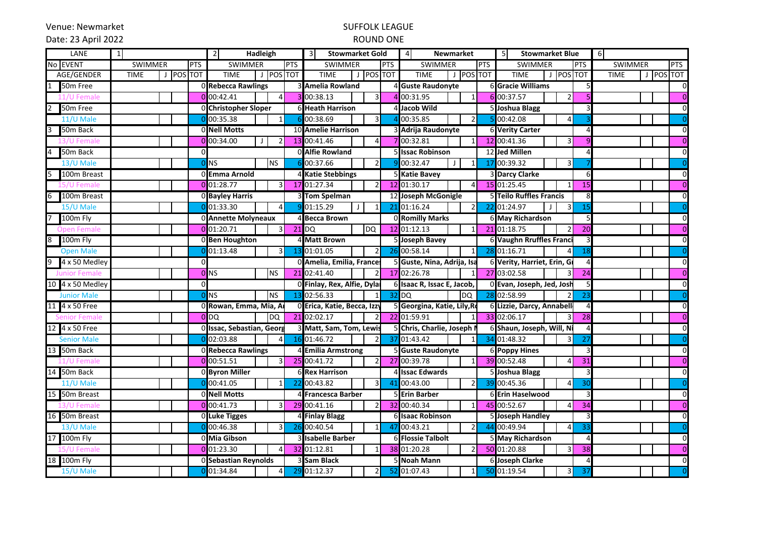Venue: Newmarket

Date: 23 April 2022

# SUFFOLK LEAGUE

## ROUND ONE

| LANE | | 1 | | | | 2 | Hadleigh | | | 3 | Stowmarket Gold | | | 4 | Newmarket | | | 5 | Stowmarket Blue | | | 6 | | | |
|---|---|---|---|---|---|---|---|---|---|---|---|---|---|---|---|---|---|---|---|---|---|---|---|---|---|
| No | EVENT | SWIMMER | | | PTS | SWIMMER | | | PTS | SWIMMER | | | PTS | SWIMMER | | | PTS | SWIMMER | | | PTS | SWIMMER | | | PTS |
| | AGE/GENDER | TIME | J | POS | TOT | TIME | J | POS | TOT | TIME | J | POS | TOT | TIME | J | POS | TOT | TIME | J | POS | TOT | TIME | J | POS | TOT |
| 1 | 50m Free | | | | 0 | **Rebecca Rawlings** | | | 3 | **Amelia Rowland** | | | 4 | **Guste Raudonyte** | | | 6 | **Gracie Williams** | | | 5 | | | | 0 |
| | 11/U Female | | | | 0 | 00:42.41 | | 4 | 3 | 00:38.13 | | 3 | 4 | 00:31.95 | | 1 | 6 | 00:37.57 | | 2 | 5 | | | | 0 |
| 2 | 50m Free | | | | 0 | **Christopher Sloper** | | | 6 | **Heath Harrison** | | | 4 | **Jacob Wild** | | | 5 | **Joshua Blagg** | | | 3 | | | | 0 |
| | 11/U Male | | | | 0 | 00:35.38 | | 1 | 6 | 00:38.69 | | 3 | 4 | 00:35.85 | | 2 | 5 | 00:42.08 | | 4 | 3 | | | | 0 |
| 3 | 50m Back | | | | 0 | **Nell Motts** | | | 10 | **Amelie Harrison** | | | 3 | **Adrija Raudonyte** | | | 6 | **Verity Carter** | | | 4 | | | | 0 |
| | 13/U Female | | | | 0 | 00:34.00 | J | 2 | 13 | 00:41.46 | | 4 | 7 | 00:32.81 | | 1 | 12 | 00:41.36 | | 3 | 9 | | | | 0 |
| 4 | 50m Back | | | | 0 | | | | 0 | **Alfie Rowland** | | | 5 | **Issac Robinson** | | | 12 | **Jed Millen** | | | 4 | | | | 0 |
| | 13/U Male | | | | 0 | NS | | NS | 6 | 00:37.66 | | 2 | 9 | 00:32.47 | J | 1 | 17 | 00:39.32 | | 3 | 7 | | | | 0 |
| 5 | 100m Breast | | | | 0 | **Emma Arnold** | | | 4 | **Katie Stebbings** | | | 5 | **Katie Bavey** | | | 3 | **Darcy Clarke** | | | 6 | | | | 0 |
| | 15/U Female | | | | 0 | 01:28.77 | | 3 | 17 | 01:27.34 | | 2 | 12 | 01:30.17 | | 4 | 15 | 01:25.45 | | 1 | 15 | | | | 0 |
| 6 | 100m Breast | | | | 0 | **Bayley Harris** | | | 3 | **Tom Spelman** | | | 12 | **Joseph McGonigle** | | | 5 | **Teilo Ruffles Francis** | | | 8 | | | | 0 |
| | 15/U Male | | | | 0 | 01:33.30 | | 4 | 9 | 01:15.29 | J | 1 | 21 | 01:16.24 | | 2 | 22 | 01:24.97 | J | 3 | 15 | | | | 0 |
| 7 | 100m Fly | | | | 0 | **Annette Molyneaux** | | | 4 | **Becca Brown** | | | 0 | **Romilly Marks** | | | 6 | **May Richardson** | | | 5 | | | | 0 |
| | Open Female | | | | 0 | 01:20.71 | | 3 | 21 | DQ | | DQ | 12 | 01:12.13 | | 1 | 21 | 01:18.75 | | 2 | 20 | | | | 0 |
| 8 | 100m Fly | | | | 0 | **Ben Houghton** | | | 4 | **Matt Brown** | | | 5 | **Joseph Bavey** | | | 6 | **Vaughn Rruffles Franci** | | | 3 | | | | 0 |
| | Open Male | | | | 0 | 01:13.48 | | 3 | 13 | 01:01.05 | | 2 | 26 | 00:58.14 | | 1 | 28 | 01:16.71 | | 4 | 18 | | | | 0 |
| 9 | 4 x 50 Medley | | | | 0 | | | | 0 | **Amelia, Emilia, Frances** | | | 5 | **Guste, Nina, Adrija, Isa** | | | 6 | **Verity, Harriet, Erin, Gr** | | | 4 | | | | 0 |
| | Junior Female | | | | 0 | NS | | NS | 21 | 02:41.40 | | 2 | 17 | 02:26.78 | | 1 | 27 | 03:02.58 | | 3 | 24 | | | | 0 |
| 10 | 4 x 50 Medley | | | | 0 | | | | 0 | **Finlay, Rex, Alfie, Dyla** | | | 6 | **Isaac R, Issac E, Jacob,** | | | 0 | **Evan, Joseph, Jed, Josh** | | | 5 | | | | 0 |
| | Junior Male | | | | 0 | NS | | NS | 13 | 02:56.33 | | 1 | 32 | DQ | | DQ | 28 | 02:58.99 | | 2 | 23 | | | | 0 |
| 11 | 4 x 50 Free | | | | 0 | **Rowan, Emma, Mia, Ar** | | | 0 | **Erica, Katie, Becca, Izzy** | | | 5 | **Georgina, Katie, Lily,Ro** | | | 6 | **Lizzie, Darcy, Annabell** | | | 4 | | | | 0 |
| | Senior Female | | | | 0 | DQ | | DQ | 21 | 02:02.17 | | 2 | 22 | 01:59.91 | | 1 | 33 | 02:06.17 | | 3 | 28 | | | | 0 |
| 12 | 4 x 50 Free | | | | 0 | **Issac, Sebastian, Georg** | | | 3 | **Matt, Sam, Tom, Lewis** | | | 5 | **Chris, Charlie, Joseph M** | | | 6 | **Shaun, Joseph, Will, Ni** | | | 4 | | | | 0 |
| | Senior Male | | | | 0 | 02:03.88 | | 4 | 16 | 01:46.72 | | 2 | 37 | 01:43.42 | | 1 | 34 | 01:48.32 | | 3 | 27 | | | | 0 |
| 13 | 50m Back | | | | 0 | **Rebecca Rawlings** | | | 4 | **Emilia Armstrong** | | | 5 | **Guste Raudonyte** | | | 6 | **Poppy Hines** | | | 3 | | | | 0 |
| | 11/U Female | | | | 0 | 00:51.51 | | 3 | 25 | 00:41.72 | | 2 | 27 | 00:39.78 | | 1 | 39 | 00:52.48 | | 4 | 31 | | | | 0 |
| 14 | 50m Back | | | | 0 | **Byron Miller** | | | 6 | **Rex Harrison** | | | 4 | **Issac Edwards** | | | 5 | **Joshua Blagg** | | | 3 | | | | 0 |
| | 11/U Male | | | | 0 | 00:41.05 | | 1 | 22 | 00:43.82 | | 3 | 41 | 00:43.00 | | 2 | 39 | 00:45.36 | | 4 | 30 | | | | 0 |
| 15 | 50m Breast | | | | 0 | **Nell Motts** | | | 4 | **Francesca Barber** | | | 5 | **Erin Barber** | | | 6 | **Erin Haselwood** | | | 3 | | | | 0 |
| | 13/U Female | | | | 0 | 00:41.73 | | 3 | 29 | 00:41.16 | | 2 | 32 | 00:40.34 | | 1 | 45 | 00:52.67 | | 4 | 34 | | | | 0 |
| 16 | 50m Breast | | | | 0 | **Luke Tigges** | | | 4 | **Finlay Blagg** | | | 6 | **Isaac Robinson** | | | 5 | **Joseph Handley** | | | 3 | | | | 0 |
| | 13/U Male | | | | 0 | 00:46.38 | | 3 | 26 | 00:40.54 | | 1 | 47 | 00:43.21 | | 2 | 44 | 00:49.94 | | 4 | 33 | | | | 0 |
| 17 | 100m Fly | | | | 0 | **Mia Gibson** | | | 3 | **Isabelle Barber** | | | 6 | **Flossie Talbolt** | | | 5 | **May Richardson** | | | 4 | | | | 0 |
| | 15/U Female | | | | 0 | 01:23.30 | | 4 | 32 | 01:12.81 | | 1 | 38 | 01:20.28 | | 2 | 50 | 01:20.88 | | 3 | 38 | | | | 0 |
| 18 | 100m Fly | | | | 0 | **Sebastian Reynolds** | | | 3 | **Sam Black** | | | 5 | **Noah Mann** | | | 6 | **Joseph Clarke** | | | 4 | | | | 0 |
| | 15/U Male | | | | 0 | 01:34.84 | | 4 | 29 | 01:12.37 | | 2 | 52 | 01:07.43 | | 1 | 50 | 01:19.54 | | 3 | 37 | | | | 0 |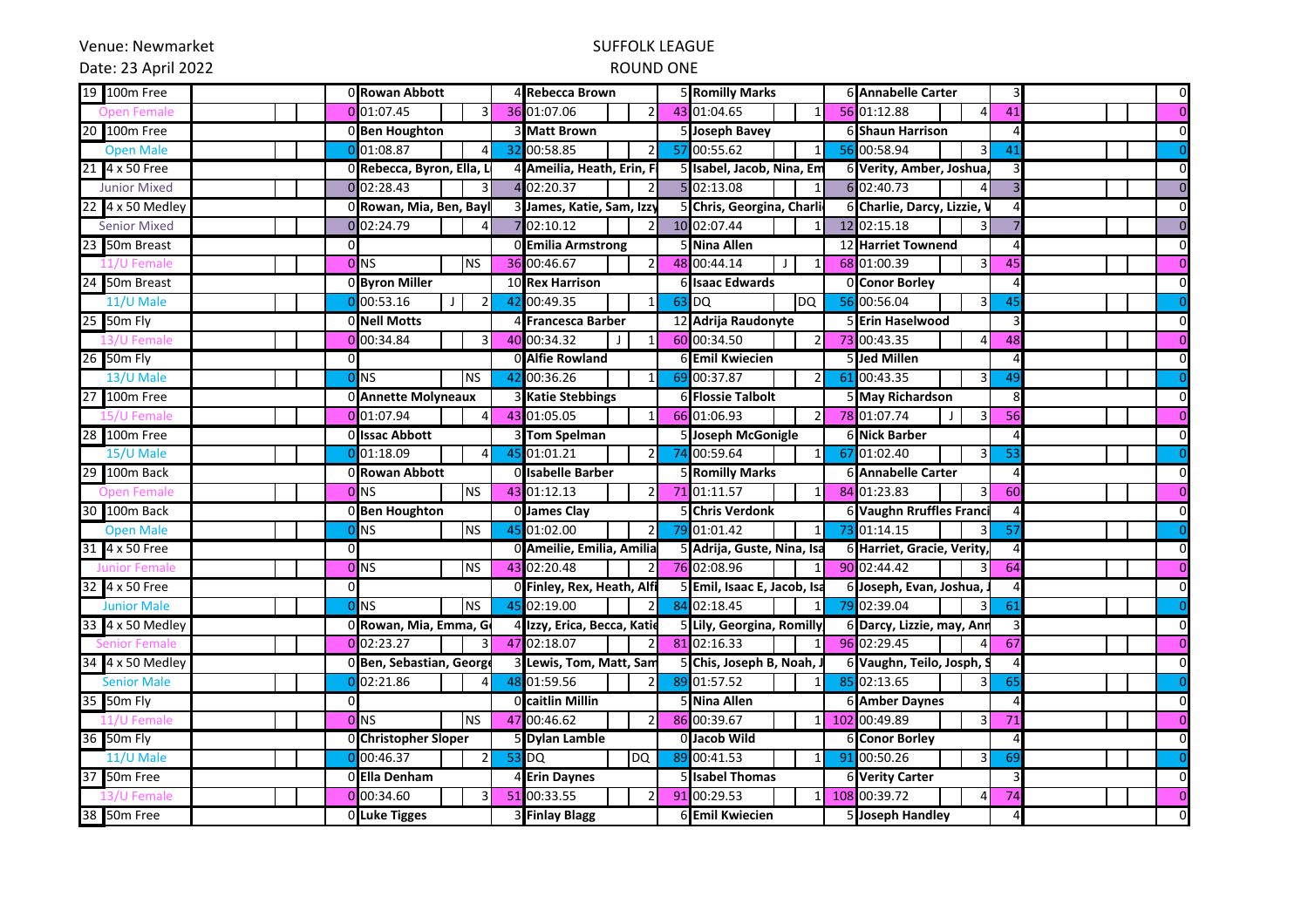Venue: Newmarket

Date: 23 April 2022

SUFFOLK LEAGUE

ROUND ONE

| | | | | | | | | | | | | | | | | | | | | | | | | | | | | | |
|---|---|---|---|---|---|---|---|---|---|---|---|---|---|---|---|---|---|---|---|---|---|---|---|---|---|---|---|---|---|
| 19 | 100m Free | | | | 0 | Rowan Abbott | | | 4 | Rebecca Brown | | | 5 | Romilly Marks | | | 6 | Annabelle Carter | | | 3 | | | | 0 |
| Open Female | | | | | 0 | 01:07.45 | | 3 | 36 | 01:07.06 | | 2 | 43 | 01:04.65 | | 1 | 56 | 01:12.88 | | 4 | 41 | | | | 0 |
| 20 | 100m Free | | | | 0 | Ben Houghton | | | 3 | Matt Brown | | | 5 | Joseph Bavey | | | 6 | Shaun Harrison | | | 4 | | | | 0 |
| Open Male | | | | | 0 | 01:08.87 | | 4 | 32 | 00:58.85 | | 2 | 57 | 00:55.62 | | 1 | 56 | 00:58.94 | | 3 | 41 | | | | 0 |
| 21 | 4 x 50 Free | | | | 0 | Rebecca, Byron, Ella, L | | | 4 | Ameilia, Heath, Erin, F | | | 5 | Isabel, Jacob, Nina, Em | | | 6 | Verity, Amber, Joshua, | | | 3 | | | | 0 |
| Junior Mixed | | | | | 0 | 02:28.43 | | 3 | 4 | 02:20.37 | | 2 | 5 | 02:13.08 | | 1 | 6 | 02:40.73 | | 4 | 3 | | | | 0 |
| 22 | 4 x 50 Medley | | | | 0 | Rowan, Mia, Ben, Bayl | | | 3 | James, Katie, Sam, Izzy | | | 5 | Chris, Georgina, Charli | | | 6 | Charlie, Darcy, Lizzie, V | | | 4 | | | | 0 |
| Senior Mixed | | | | | 0 | 02:24.79 | | 4 | 7 | 02:10.12 | | 2 | 10 | 02:07.44 | | 1 | 12 | 02:15.18 | | 3 | 7 | | | | 0 |
| 23 | 50m Breast | | | | 0 | | | | 0 | Emilia Armstrong | | | 5 | Nina Allen | | | 12 | Harriet Townend | | | 4 | | | | 0 |
| 11/U Female | | | | | 0 | NS | | NS | 36 | 00:46.67 | | 2 | 48 | 00:44.14 | J | 1 | 68 | 01:00.39 | | 3 | 45 | | | | 0 |
| 24 | 50m Breast | | | | 0 | Byron Miller | | | 10 | Rex Harrison | | | 6 | Isaac Edwards | | | 0 | Conor Borley | | | 4 | | | | 0 |
| 11/U Male | | | | | 0 | 00:53.16 | J | 2 | 42 | 00:49.35 | | 1 | 63 | DQ | | DQ | 56 | 00:56.04 | | 3 | 45 | | | | 0 |
| 25 | 50m Fly | | | | 0 | Nell Motts | | | 4 | Francesca Barber | | | 12 | Adrija Raudonyte | | | 5 | Erin Haselwood | | | 3 | | | | 0 |
| 13/U Female | | | | | 0 | 00:34.84 | | 3 | 40 | 00:34.32 | J | 1 | 60 | 00:34.50 | | 2 | 73 | 00:43.35 | | 4 | 48 | | | | 0 |
| 26 | 50m Fly | | | | 0 | | | | 0 | Alfie Rowland | | | 6 | Emil Kwiecien | | | 5 | Jed Millen | | | 4 | | | | 0 |
| 13/U Male | | | | | 0 | NS | | NS | 42 | 00:36.26 | | 1 | 69 | 00:37.87 | | 2 | 61 | 00:43.35 | | 3 | 49 | | | | 0 |
| 27 | 100m Free | | | | 0 | Annette Molyneaux | | | 3 | Katie Stebbings | | | 6 | Flossie Talbolt | | | 5 | May Richardson | | | 8 | | | | 0 |
| 15/U Female | | | | | 0 | 01:07.94 | | 4 | 43 | 01:05.05 | | 1 | 66 | 01:06.93 | | 2 | 78 | 01:07.74 | J | 3 | 56 | | | | 0 |
| 28 | 100m Free | | | | 0 | Issac Abbott | | | 3 | Tom Spelman | | | 5 | Joseph McGonigle | | | 6 | Nick Barber | | | 4 | | | | 0 |
| 15/U Male | | | | | 0 | 01:18.09 | | 4 | 45 | 01:01.21 | | 2 | 74 | 00:59.64 | | 1 | 67 | 01:02.40 | | 3 | 53 | | | | 0 |
| 29 | 100m Back | | | | 0 | Rowan Abbott | | | 0 | Isabelle Barber | | | 5 | Romilly Marks | | | 6 | Annabelle Carter | | | 4 | | | | 0 |
| Open Female | | | | | 0 | NS | | NS | 43 | 01:12.13 | | 2 | 71 | 01:11.57 | | 1 | 84 | 01:23.83 | | 3 | 60 | | | | 0 |
| 30 | 100m Back | | | | 0 | Ben Houghton | | | 0 | James Clay | | | 5 | Chris Verdonk | | | 6 | Vaughn Rruffles Franci | | | 4 | | | | 0 |
| Open Male | | | | | 0 | NS | | NS | 45 | 01:02.00 | | 2 | 79 | 01:01.42 | | 1 | 73 | 01:14.15 | | 3 | 57 | | | | 0 |
| 31 | 4 x 50 Free | | | | 0 | | | | 0 | Ameilie, Emilia, Amilia | | | 5 | Adrija, Guste, Nina, Isa | | | 6 | Harriet, Gracie, Verity, | | | 4 | | | | 0 |
| Junior Female | | | | | 0 | NS | | NS | 43 | 02:20.48 | | 2 | 76 | 02:08.96 | | 1 | 90 | 02:44.42 | | 3 | 64 | | | | 0 |
| 32 | 4 x 50 Free | | | | 0 | | | | 0 | Finley, Rex, Heath, Alfi | | | 5 | Emil, Isaac E, Jacob, Isa | | | 6 | Joseph, Evan, Joshua, | | | 4 | | | | 0 |
| Junior Male | | | | | 0 | NS | | NS | 45 | 02:19.00 | | 2 | 84 | 02:18.45 | | 1 | 79 | 02:39.04 | | 3 | 61 | | | | 0 |
| 33 | 4 x 50 Medley | | | | 0 | Rowan, Mia, Emma, G | | | 4 | Izzy, Erica, Becca, Katie | | | 5 | Lily, Georgina, Romilly | | | 6 | Darcy, Lizzie, may, Ann | | | 3 | | | | 0 |
| Senior Female | | | | | 0 | 02:23.27 | | 3 | 47 | 02:18.07 | | 2 | 81 | 02:16.33 | | 1 | 96 | 02:29.45 | | 4 | 67 | | | | 0 |
| 34 | 4 x 50 Medley | | | | 0 | Ben, Sebastian, George | | | 3 | Lewis, Tom, Matt, Sam | | | 5 | Chis, Joseph B, Noah, J | | | 6 | Vaughn, Teilo, Josph, S | | | 4 | | | | 0 |
| Senior Male | | | | | 0 | 02:21.86 | | 4 | 48 | 01:59.56 | | 2 | 89 | 01:57.52 | | 1 | 85 | 02:13.65 | | 3 | 65 | | | | 0 |
| 35 | 50m Fly | | | | 0 | | | | 0 | caitlin Millin | | | 5 | Nina Allen | | | 6 | Amber Daynes | | | 4 | | | | 0 |
| 11/U Female | | | | | 0 | NS | | NS | 47 | 00:46.62 | | 2 | 86 | 00:39.67 | | 1 | 102 | 00:49.89 | | 3 | 71 | | | | 0 |
| 36 | 50m Fly | | | | 0 | Christopher Sloper | | | 5 | Dylan Lamble | | | 0 | Jacob Wild | | | 6 | Conor Borley | | | 4 | | | | 0 |
| 11/U Male | | | | | 0 | 00:46.37 | | 2 | 53 | DQ | | DQ | 89 | 00:41.53 | | 1 | 91 | 00:50.26 | | 3 | 69 | | | | 0 |
| 37 | 50m Free | | | | 0 | Ella Denham | | | 4 | Erin Daynes | | | 5 | Isabel Thomas | | | 6 | Verity Carter | | | 3 | | | | 0 |
| 13/U Female | | | | | 0 | 00:34.60 | | 3 | 51 | 00:33.55 | | 2 | 91 | 00:29.53 | | 1 | 108 | 00:39.72 | | 4 | 74 | | | | 0 |
| 38 | 50m Free | | | | 0 | Luke Tigges | | | 3 | Finlay Blagg | | | 6 | Emil Kwiecien | | | 5 | Joseph Handley | | | 4 | | | | 0 |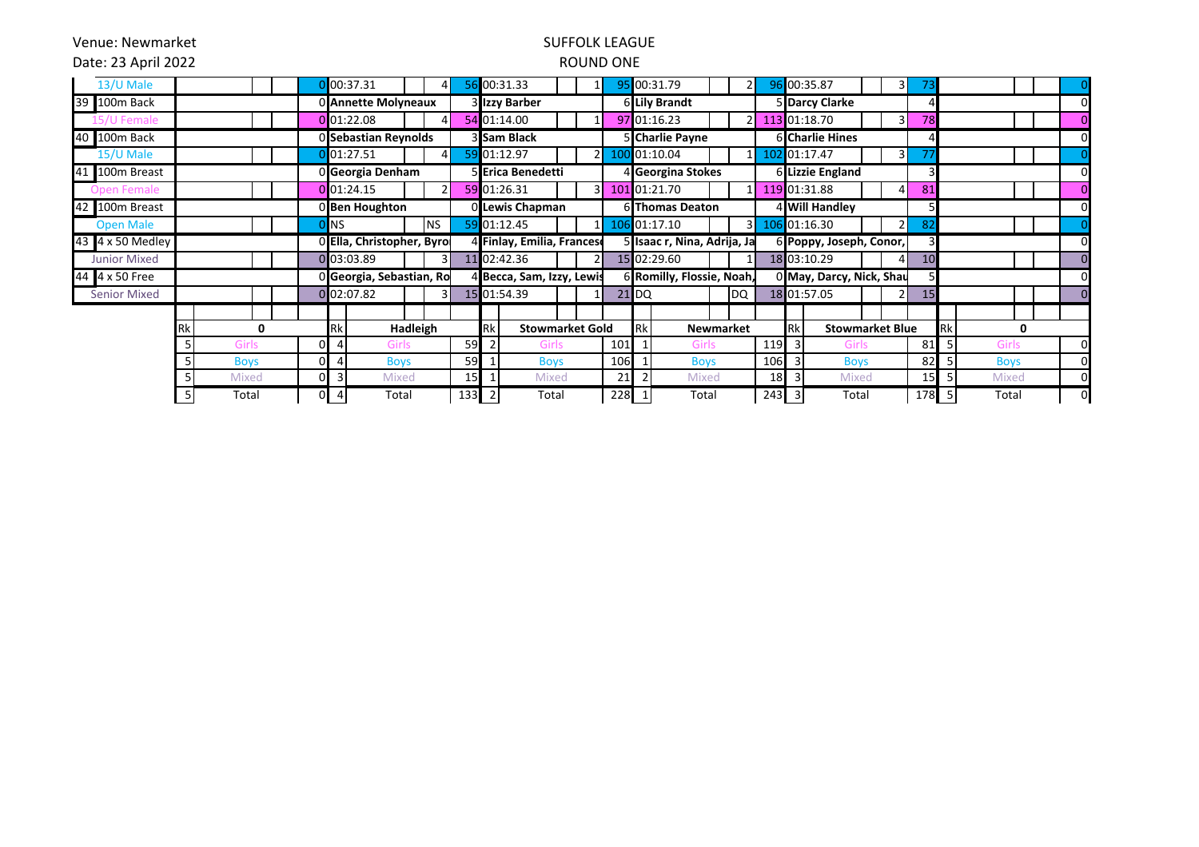Venue: Newmarket

Date: 23 April 2022

# SUFFOLK LEAGUE

## ROUND ONE

| | | | | | | | | | | | | | | | | | | | | | | | | | | | | | |
|---|---|---|---|---|---|---|---|---|---|---|---|---|---|---|---|---|---|---|---|---|---|---|---|---|---|---|---|---|---|
| 13/U Male | | | | 0 | 00:37.31 | | 4 | 56 | 00:31.33 | | 1 | 95 | 00:31.79 | | 2 | 96 | 00:35.87 | | 3 | 73 | | | | 0 |
| 39 100m Back | | | | 0 | Annette Molyneaux | | | 3 | Izzy Barber | | | 6 | Lily Brandt | | | 5 | Darcy Clarke | | | 4 | | | | 0 |
| 15/U Female | | | | 0 | 01:22.08 | | 4 | 54 | 01:14.00 | | 1 | 97 | 01:16.23 | | 2 | 113 | 01:18.70 | | 3 | 78 | | | | 0 |
| 40 100m Back | | | | 0 | Sebastian Reynolds | | | 3 | Sam Black | | | 5 | Charlie Payne | | | 6 | Charlie Hines | | | 4 | | | | 0 |
| 15/U Male | | | | 0 | 01:27.51 | | 4 | 59 | 01:12.97 | | 2 | 100 | 01:10.04 | | 1 | 102 | 01:17.47 | | 3 | 77 | | | | 0 |
| 41 100m Breast | | | | 0 | Georgia Denham | | | 5 | Erica Benedetti | | | 4 | Georgina Stokes | | | 6 | Lizzie England | | | 3 | | | | 0 |
| Open Female | | | | 0 | 01:24.15 | | 2 | 59 | 01:26.31 | | 3 | 101 | 01:21.70 | | 1 | 119 | 01:31.88 | | 4 | 81 | | | | 0 |
| 42 100m Breast | | | | 0 | Ben Houghton | | | 0 | Lewis Chapman | | | 6 | Thomas Deaton | | | 4 | Will Handley | | | 5 | | | | 0 |
| Open Male | | | | 0 | NS | | NS | 59 | 01:12.45 | | 1 | 106 | 01:17.10 | | 3 | 106 | 01:16.30 | | 2 | 82 | | | | 0 |
| 43 4 x 50 Medley | | | | 0 | Ella, Christopher, Byro | | | 4 | Finlay, Emilia, Frances | | | 5 | Isaac r, Nina, Adrija, Ja | | | 6 | Poppy, Joseph, Conor, | | | 3 | | | | 0 |
| Junior Mixed | | | | 0 | 03:03.89 | | 3 | 11 | 02:42.36 | | 2 | 15 | 02:29.60 | | 1 | 18 | 03:10.29 | | 4 | 10 | | | | 0 |
| 44 4 x 50 Free | | | | 0 | Georgia, Sebastian, Ro | | | 4 | Becca, Sam, Izzy, Lewis | | | 6 | Romilly, Flossie, Noah, | | | 0 | May, Darcy, Nick, Shau | | | 5 | | | | 0 |
| Senior Mixed | | | | 0 | 02:07.82 | | 3 | 15 | 01:54.39 | | 1 | 21 | DQ | | DQ | 18 | 01:57.05 | | 2 | 15 | | | | 0 |

| Rk | 0 | | Rk | Hadleigh | | Rk | Stowmarket Gold | | Rk | Newmarket | | Rk | Stowmarket Blue | | Rk | 0 | |
|---|---|---|---|---|---|---|---|---|---|---|---|---|---|---|---|---|---|
| 5 | Girls | 0 | 4 | Girls | 59 | 2 | Girls | 101 | 1 | Girls | 119 | 3 | Girls | 81 | 5 | Girls | 0 |
| 5 | Boys | 0 | 4 | Boys | 59 | 1 | Boys | 106 | 1 | Boys | 106 | 3 | Boys | 82 | 5 | Boys | 0 |
| 5 | Mixed | 0 | 3 | Mixed | 15 | 1 | Mixed | 21 | 2 | Mixed | 18 | 3 | Mixed | 15 | 5 | Mixed | 0 |
| 5 | Total | 0 | 4 | Total | 133 | 2 | Total | 228 | 1 | Total | 243 | 3 | Total | 178 | 5 | Total | 0 |